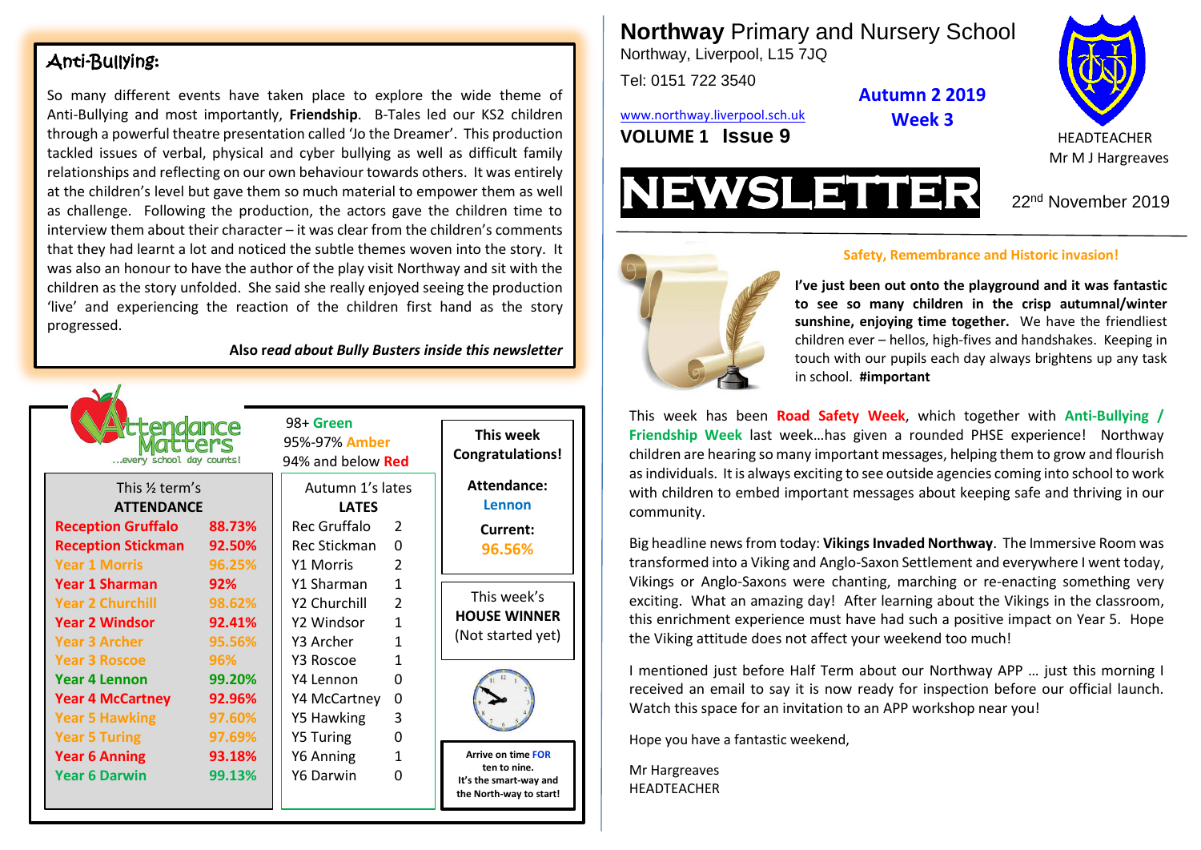# Northway Primary and Nursery School

Northway, Liverpool, L15 7JQ

Tel: 0151 722 3540

www.northway.liverpool.sch.uk

**VOLUME 1 Issue 9**

**Autumn 2 2019**
**Week 3**

HEADTEACHER
Mr M J Hargreaves

# NEWSLETTER

22nd November 2019

## Safety, Remembrance and Historic invasion!

**I've just been out onto the playground and it was fantastic to see so many children in the crisp autumnal/winter sunshine, enjoying time together.** We have the friendliest children ever – hellos, high-fives and handshakes. Keeping in touch with our pupils each day always brightens up any task in school. **#important**

This week has been **Road Safety Week**, which together with **Anti-Bullying / Friendship Week** last week…has given a rounded PHSE experience! Northway children are hearing so many important messages, helping them to grow and flourish as individuals. It is always exciting to see outside agencies coming into school to work with children to embed important messages about keeping safe and thriving in our community.

Big headline news from today: **Vikings Invaded Northway**. The Immersive Room was transformed into a Viking and Anglo-Saxon Settlement and everywhere I went today, Vikings or Anglo-Saxons were chanting, marching or re-enacting something very exciting. What an amazing day! After learning about the Vikings in the classroom, this enrichment experience must have had such a positive impact on Year 5. Hope the Viking attitude does not affect your weekend too much!

I mentioned just before Half Term about our Northway APP … just this morning I received an email to say it is now ready for inspection before our official launch. Watch this space for an invitation to an APP workshop near you!

Hope you have a fantastic weekend,

Mr Hargreaves
HEADTEACHER

## Anti-Bullying:

So many different events have taken place to explore the wide theme of Anti-Bullying and most importantly, **Friendship**. B-Tales led our KS2 children through a powerful theatre presentation called 'Jo the Dreamer'. This production tackled issues of verbal, physical and cyber bullying as well as difficult family relationships and reflecting on our own behaviour towards others. It was entirely at the children's level but gave them so much material to empower them as well as challenge. Following the production, the actors gave the children time to interview them about their character – it was clear from the children's comments that they had learnt a lot and noticed the subtle themes woven into the story. It was also an honour to have the author of the play visit Northway and sit with the children as the story unfolded. She said she really enjoyed seeing the production 'live' and experiencing the reaction of the children first hand as the story progressed.

**Also r*ead about Bully Busters inside this newsletter***

## Attendance Matters
…every school day counts!

98+ **Green**
95%-97% **Amber**
94% and below **Red**

| This ½ term's ATTENDANCE | | Autumn 1's lates LATES | |
|---|---|---|---|
| Reception Gruffalo | 88.73% | Rec Gruffalo | 2 |
| Reception Stickman | 92.50% | Rec Stickman | 0 |
| Year 1 Morris | 96.25% | Y1 Morris | 2 |
| Year 1 Sharman | 92% | Y1 Sharman | 1 |
| Year 2 Churchill | 98.62% | Y2 Churchill | 2 |
| Year 2 Windsor | 92.41% | Y2 Windsor | 1 |
| Year 3 Archer | 95.56% | Y3 Archer | 1 |
| Year 3 Roscoe | 96% | Y3 Roscoe | 1 |
| Year 4 Lennon | 99.20% | Y4 Lennon | 0 |
| Year 4 McCartney | 92.96% | Y4 McCartney | 0 |
| Year 5 Hawking | 97.60% | Y5 Hawking | 3 |
| Year 5 Turing | 97.69% | Y5 Turing | 0 |
| Year 6 Anning | 93.18% | Y6 Anning | 1 |
| Year 6 Darwin | 99.13% | Y6 Darwin | 0 |

**This week Congratulations!**

**Attendance:** Lennon

**Current:** 96.56%

This week's **HOUSE WINNER** (Not started yet)

**Arrive on time FOR ten to nine. It's the smart-way and the North-way to start!**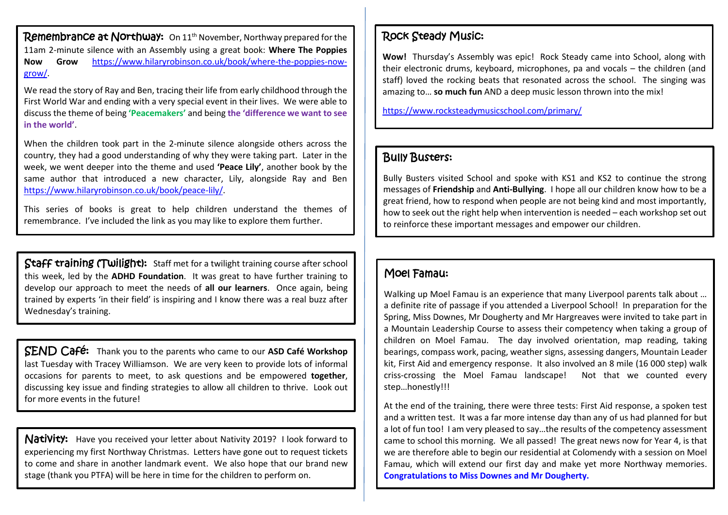## Remembrance at Northway:

On 11th November, Northway prepared for the 11am 2-minute silence with an Assembly using a great book: **Where The Poppies Now Grow** https://www.hilaryrobinson.co.uk/book/where-the-poppies-now-grow/.

We read the story of Ray and Ben, tracing their life from early childhood through the First World War and ending with a very special event in their lives. We were able to discuss the theme of being **'Peacemakers'** and being **the 'difference we want to see in the world'**.

When the children took part in the 2-minute silence alongside others across the country, they had a good understanding of why they were taking part. Later in the week, we went deeper into the theme and used **'Peace Lily'**, another book by the same author that introduced a new character, Lily, alongside Ray and Ben https://www.hilaryrobinson.co.uk/book/peace-lily/.

This series of books is great to help children understand the themes of remembrance. I've included the link as you may like to explore them further.

## Staff training (Twilight):

Staff met for a twilight training course after school this week, led by the **ADHD Foundation**. It was great to have further training to develop our approach to meet the needs of **all our learners**. Once again, being trained by experts 'in their field' is inspiring and I know there was a real buzz after Wednesday's training.

## SEND Café:

Thank you to the parents who came to our **ASD Café Workshop** last Tuesday with Tracey Williamson. We are very keen to provide lots of informal occasions for parents to meet, to ask questions and be empowered **together**, discussing key issue and finding strategies to allow all children to thrive. Look out for more events in the future!

## Nativity:

Have you received your letter about Nativity 2019? I look forward to experiencing my first Northway Christmas. Letters have gone out to request tickets to come and share in another landmark event. We also hope that our brand new stage (thank you PTFA) will be here in time for the children to perform on.

## Rock Steady Music:

**Wow!** Thursday's Assembly was epic! Rock Steady came into School, along with their electronic drums, keyboard, microphones, pa and vocals – the children (and staff) loved the rocking beats that resonated across the school. The singing was amazing to… **so much fun** AND a deep music lesson thrown into the mix!

https://www.rocksteadymusicschool.com/primary/

## Bully Busters:

Bully Busters visited School and spoke with KS1 and KS2 to continue the strong messages of **Friendship** and **Anti-Bullying**. I hope all our children know how to be a great friend, how to respond when people are not being kind and most importantly, how to seek out the right help when intervention is needed – each workshop set out to reinforce these important messages and empower our children.

## Moel Famau:

Walking up Moel Famau is an experience that many Liverpool parents talk about … a definite rite of passage if you attended a Liverpool School! In preparation for the Spring, Miss Downes, Mr Dougherty and Mr Hargreaves were invited to take part in a Mountain Leadership Course to assess their competency when taking a group of children on Moel Famau. The day involved orientation, map reading, taking bearings, compass work, pacing, weather signs, assessing dangers, Mountain Leader kit, First Aid and emergency response. It also involved an 8 mile (16 000 step) walk criss-crossing the Moel Famau landscape! Not that we counted every step…honestly!!!

At the end of the training, there were three tests: First Aid response, a spoken test and a written test. It was a far more intense day than any of us had planned for but a lot of fun too! I am very pleased to say…the results of the competency assessment came to school this morning. We all passed! The great news now for Year 4, is that we are therefore able to begin our residential at Colomendy with a session on Moel Famau, which will extend our first day and make yet more Northway memories. **Congratulations to Miss Downes and Mr Dougherty.**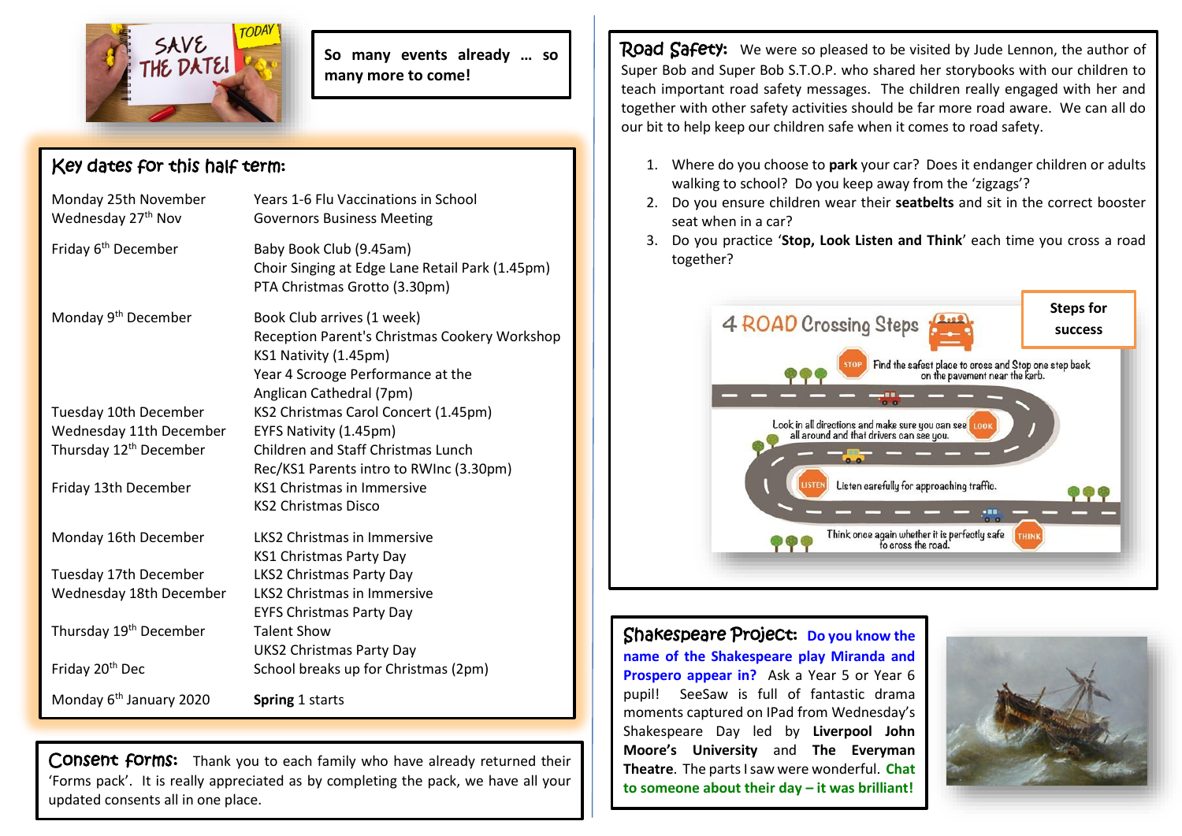So many events already … so many more to come!

## Key dates for this half term:

| Date | Event |
|---|---|
| Monday 25th November | Years 1-6 Flu Vaccinations in School |
| Wednesday 27th Nov | Governors Business Meeting |
| Friday 6th December | Baby Book Club (9.45am)<br>Choir Singing at Edge Lane Retail Park (1.45pm)<br>PTA Christmas Grotto (3.30pm) |
| Monday 9th December | Book Club arrives (1 week)<br>Reception Parent's Christmas Cookery Workshop<br>KS1 Nativity (1.45pm)<br>Year 4 Scrooge Performance at the Anglican Cathedral (7pm) |
| Tuesday 10th December | KS2 Christmas Carol Concert (1.45pm) |
| Wednesday 11th December | EYFS Nativity (1.45pm) |
| Thursday 12th December | Children and Staff Christmas Lunch<br>Rec/KS1 Parents intro to RWInc (3.30pm) |
| Friday 13th December | KS1 Christmas in Immersive<br>KS2 Christmas Disco |
| Monday 16th December | LKS2 Christmas in Immersive<br>KS1 Christmas Party Day |
| Tuesday 17th December | LKS2 Christmas Party Day |
| Wednesday 18th December | LKS2 Christmas in Immersive<br>EYFS Christmas Party Day |
| Thursday 19th December | Talent Show<br>UKS2 Christmas Party Day |
| Friday 20th Dec | School breaks up for Christmas (2pm) |
| Monday 6th January 2020 | **Spring** 1 starts |

**Consent forms:** Thank you to each family who have already returned their 'Forms pack'. It is really appreciated as by completing the pack, we have all your updated consents all in one place.

**Road Safety:** We were so pleased to be visited by Jude Lennon, the author of Super Bob and Super Bob S.T.O.P. who shared her storybooks with our children to teach important road safety messages. The children really engaged with her and together with other safety activities should be far more road aware. We can all do our bit to help keep our children safe when it comes to road safety.

1. Where do you choose to **park** your car? Does it endanger children or adults walking to school? Do you keep away from the 'zigzags'?
2. Do you ensure children wear their **seatbelts** and sit in the correct booster seat when in a car?
3. Do you practice '**Stop, Look Listen and Think**' each time you cross a road together?

**Steps for success**

4 ROAD Crossing Steps

- STOP: Find the safest place to cross and Stop one step back on the pavement near the kerb.
- LOOK: Look in all directions and make sure you can see all around and that drivers can see you.
- LISTEN: Listen carefully for approaching traffic.
- THINK: Think once again whether it is perfectly safe to cross the road.

**Shakespeare Project:** **Do you know the name of the Shakespeare play Miranda and Prospero appear in?** Ask a Year 5 or Year 6 pupil! SeeSaw is full of fantastic drama moments captured on IPad from Wednesday's Shakespeare Day led by **Liverpool John Moore's University** and **The Everyman Theatre**. The parts I saw were wonderful. **Chat to someone about their day – it was brilliant!**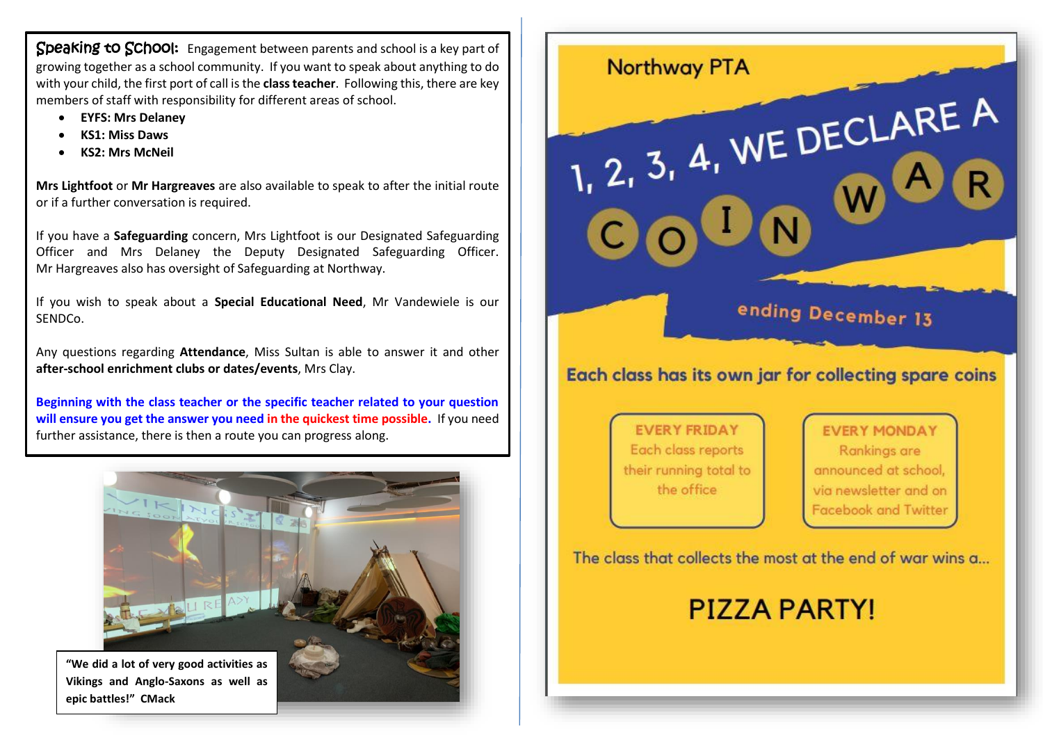**Speaking to School:** Engagement between parents and school is a key part of growing together as a school community. If you want to speak about anything to do with your child, the first port of call is the **class teacher**. Following this, there are key members of staff with responsibility for different areas of school.

- **EYFS: Mrs Delaney**
- **KS1: Miss Daws**
- **KS2: Mrs McNeil**

**Mrs Lightfoot** or **Mr Hargreaves** are also available to speak to after the initial route or if a further conversation is required.

If you have a **Safeguarding** concern, Mrs Lightfoot is our Designated Safeguarding Officer and Mrs Delaney the Deputy Designated Safeguarding Officer. Mr Hargreaves also has oversight of Safeguarding at Northway.

If you wish to speak about a **Special Educational Need**, Mr Vandewiele is our SENDCo.

Any questions regarding **Attendance**, Miss Sultan is able to answer it and other **after-school enrichment clubs or dates/events**, Mrs Clay.

**Beginning with the class teacher or the specific teacher related to your question will ensure you get the answer you need in the quickest time possible.** If you need further assistance, there is then a route you can progress along.

**"We did a lot of very good activities as Vikings and Anglo-Saxons as well as epic battles!" CMack**

Northway PTA

# 1, 2, 3, 4, WE DECLARE A COIN WAR

ending December 13

Each class has its own jar for collecting spare coins

**EVERY FRIDAY**
Each class reports their running total to the office

**EVERY MONDAY**
Rankings are announced at school, via newsletter and on Facebook and Twitter

The class that collects the most at the end of war wins a...

## PIZZA PARTY!